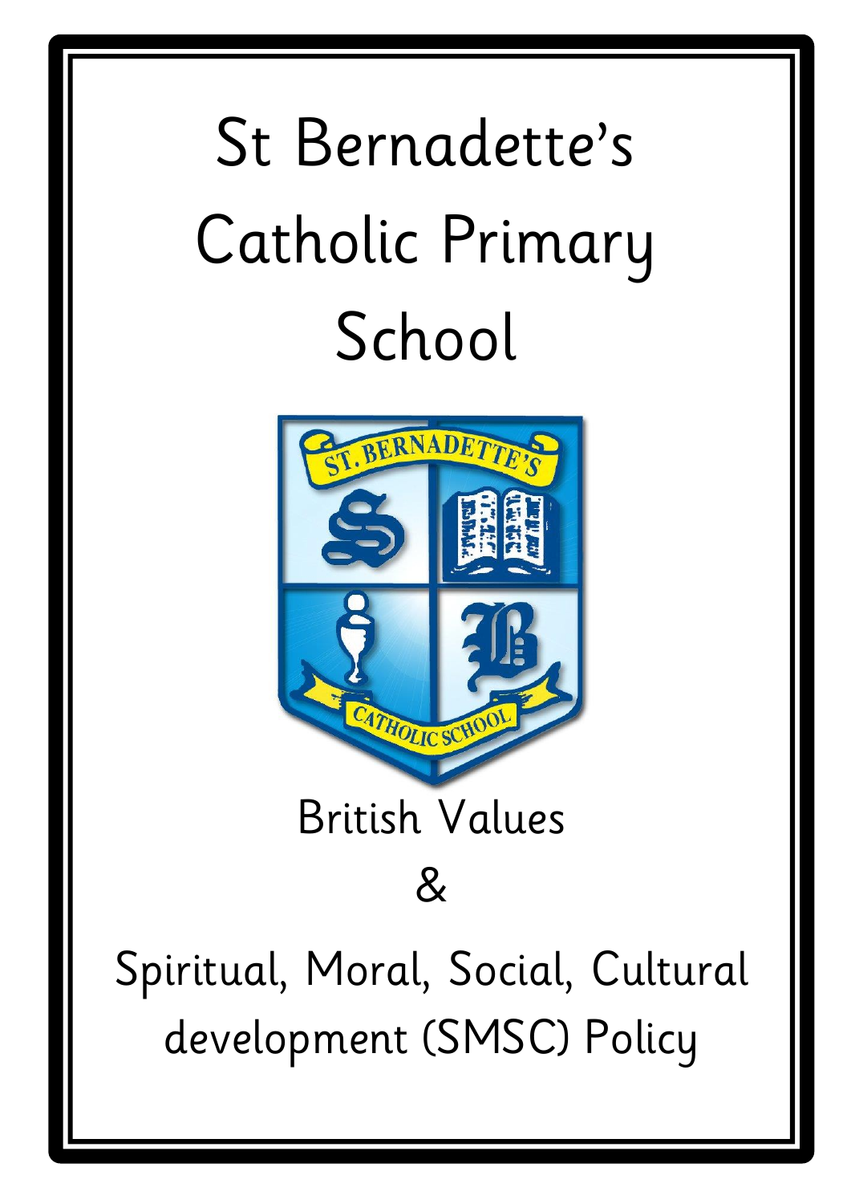# St Bernadette's Catholic Primary School

## British Values

## &

## Spiritual, Moral, Social, Cultural development (SMSC) Policy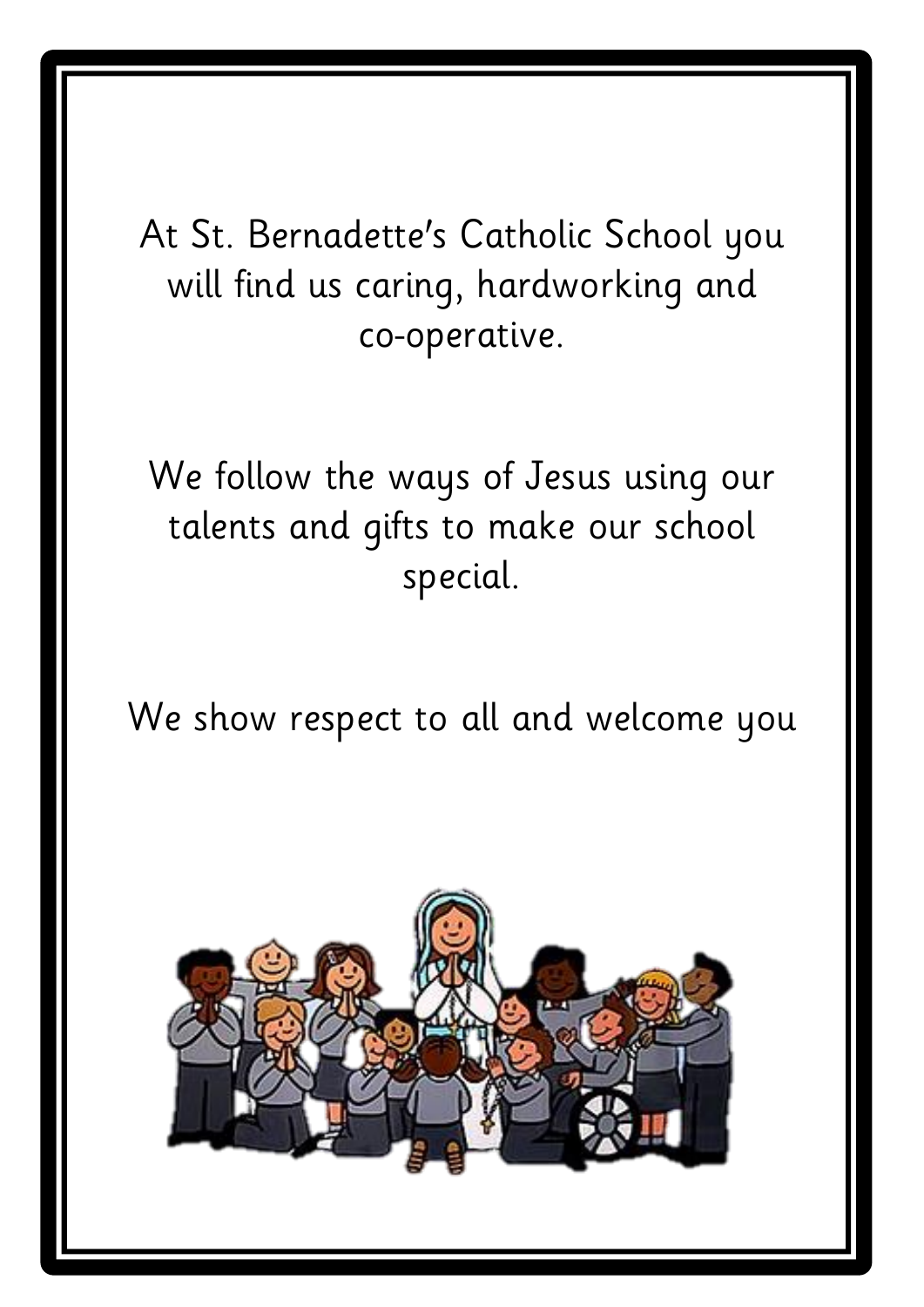At St. Bernadette's Catholic School you will find us caring, hardworking and co-operative.

We follow the ways of Jesus using our talents and gifts to make our school special.

We show respect to all and welcome you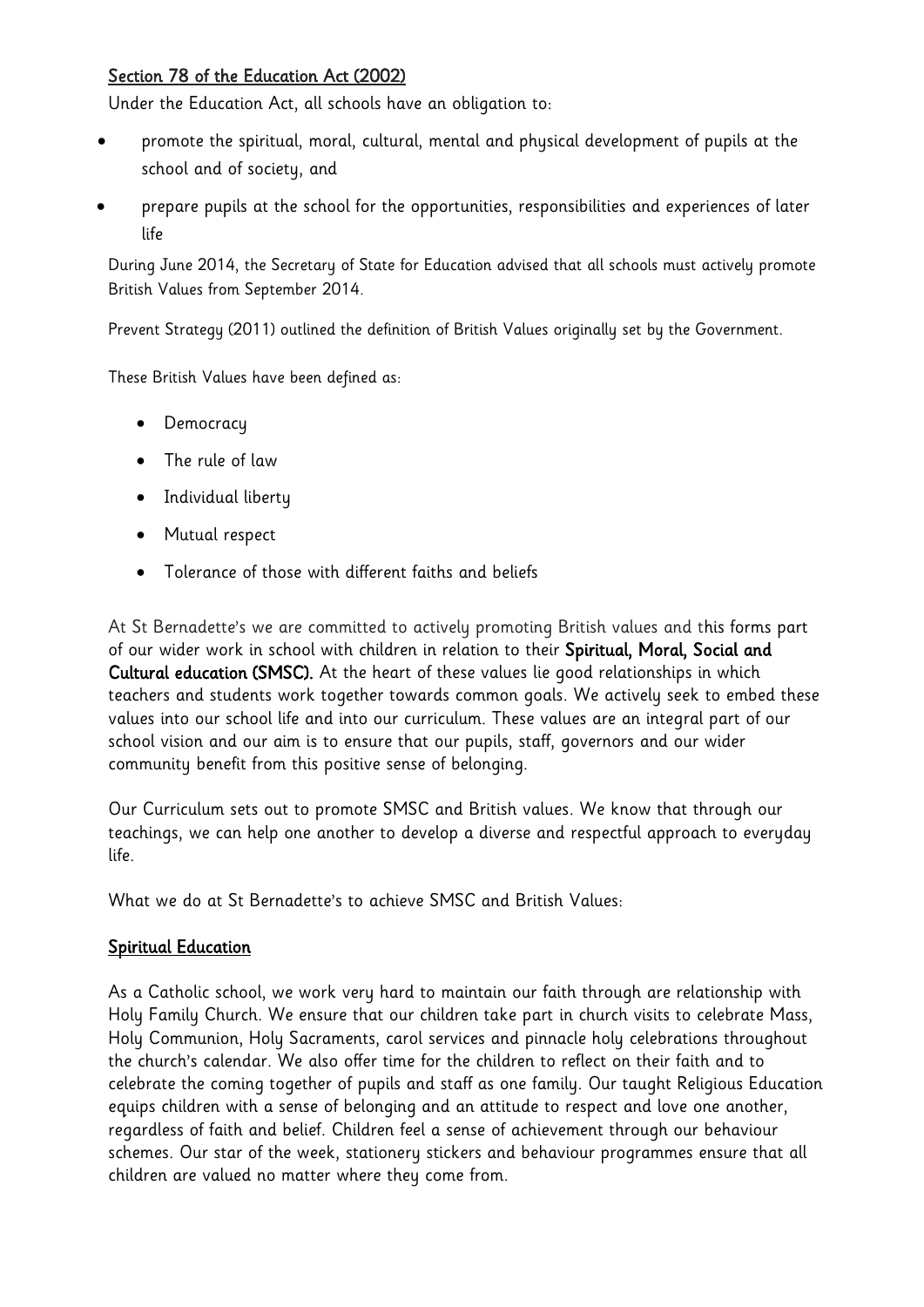## Section 78 of the Education Act (2002)

Under the Education Act, all schools have an obligation to:

- promote the spiritual, moral, cultural, mental and physical development of pupils at the school and of society, and
- prepare pupils at the school for the opportunities, responsibilities and experiences of later life

During June 2014, the Secretary of State for Education advised that all schools must actively promote British Values from September 2014.

Prevent Strategy (2011) outlined the definition of British Values originally set by the Government.

These British Values have been defined as:

- Democracy
- The rule of law
- Individual liberty
- Mutual respect
- Tolerance of those with different faiths and beliefs

At St Bernadette's we are committed to actively promoting British values and this forms part of our wider work in school with children in relation to their **Spiritual, Moral, Social and Cultural education (SMSC).** At the heart of these values lie good relationships in which teachers and students work together towards common goals. We actively seek to embed these values into our school life and into our curriculum. These values are an integral part of our school vision and our aim is to ensure that our pupils, staff, governors and our wider community benefit from this positive sense of belonging.

Our Curriculum sets out to promote SMSC and British values. We know that through our teachings, we can help one another to develop a diverse and respectful approach to everyday life.

What we do at St Bernadette's to achieve SMSC and British Values:

## Spiritual Education

As a Catholic school, we work very hard to maintain our faith through are relationship with Holy Family Church. We ensure that our children take part in church visits to celebrate Mass, Holy Communion, Holy Sacraments, carol services and pinnacle holy celebrations throughout the church's calendar. We also offer time for the children to reflect on their faith and to celebrate the coming together of pupils and staff as one family. Our taught Religious Education equips children with a sense of belonging and an attitude to respect and love one another, regardless of faith and belief. Children feel a sense of achievement through our behaviour schemes. Our star of the week, stationery stickers and behaviour programmes ensure that all children are valued no matter where they come from.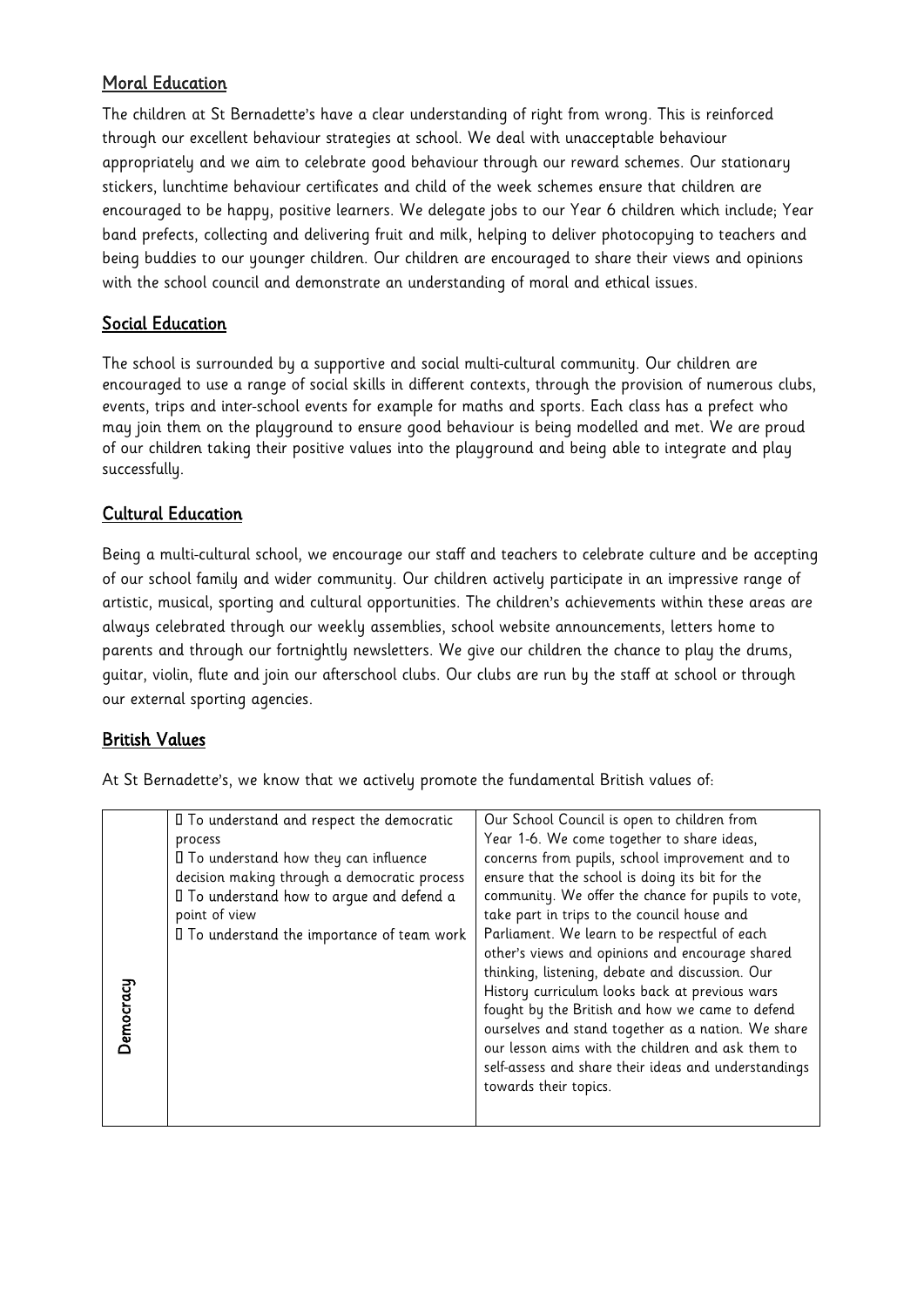## Moral Education

The children at St Bernadette's have a clear understanding of right from wrong. This is reinforced through our excellent behaviour strategies at school. We deal with unacceptable behaviour appropriately and we aim to celebrate good behaviour through our reward schemes. Our stationary stickers, lunchtime behaviour certificates and child of the week schemes ensure that children are encouraged to be happy, positive learners. We delegate jobs to our Year 6 children which include; Year band prefects, collecting and delivering fruit and milk, helping to deliver photocopying to teachers and being buddies to our younger children. Our children are encouraged to share their views and opinions with the school council and demonstrate an understanding of moral and ethical issues.

## Social Education

The school is surrounded by a supportive and social multi-cultural community. Our children are encouraged to use a range of social skills in different contexts, through the provision of numerous clubs, events, trips and inter-school events for example for maths and sports. Each class has a prefect who may join them on the playground to ensure good behaviour is being modelled and met. We are proud of our children taking their positive values into the playground and being able to integrate and play successfully.

## Cultural Education

Being a multi-cultural school, we encourage our staff and teachers to celebrate culture and be accepting of our school family and wider community. Our children actively participate in an impressive range of artistic, musical, sporting and cultural opportunities. The children's achievements within these areas are always celebrated through our weekly assemblies, school website announcements, letters home to parents and through our fortnightly newsletters. We give our children the chance to play the drums, guitar, violin, flute and join our afterschool clubs. Our clubs are run by the staff at school or through our external sporting agencies.

## British Values

At St Bernadette's, we know that we actively promote the fundamental British values of:

| | | |
|---|---|---|
| Democracy | • To understand and respect the democratic process<br>• To understand how they can influence decision making through a democratic process<br>• To understand how to argue and defend a point of view<br>• To understand the importance of team work | Our School Council is open to children from Year 1-6. We come together to share ideas, concerns from pupils, school improvement and to ensure that the school is doing its bit for the community. We offer the chance for pupils to vote, take part in trips to the council house and Parliament. We learn to be respectful of each other's views and opinions and encourage shared thinking, listening, debate and discussion. Our History curriculum looks back at previous wars fought by the British and how we came to defend ourselves and stand together as a nation. We share our lesson aims with the children and ask them to self-assess and share their ideas and understandings towards their topics. |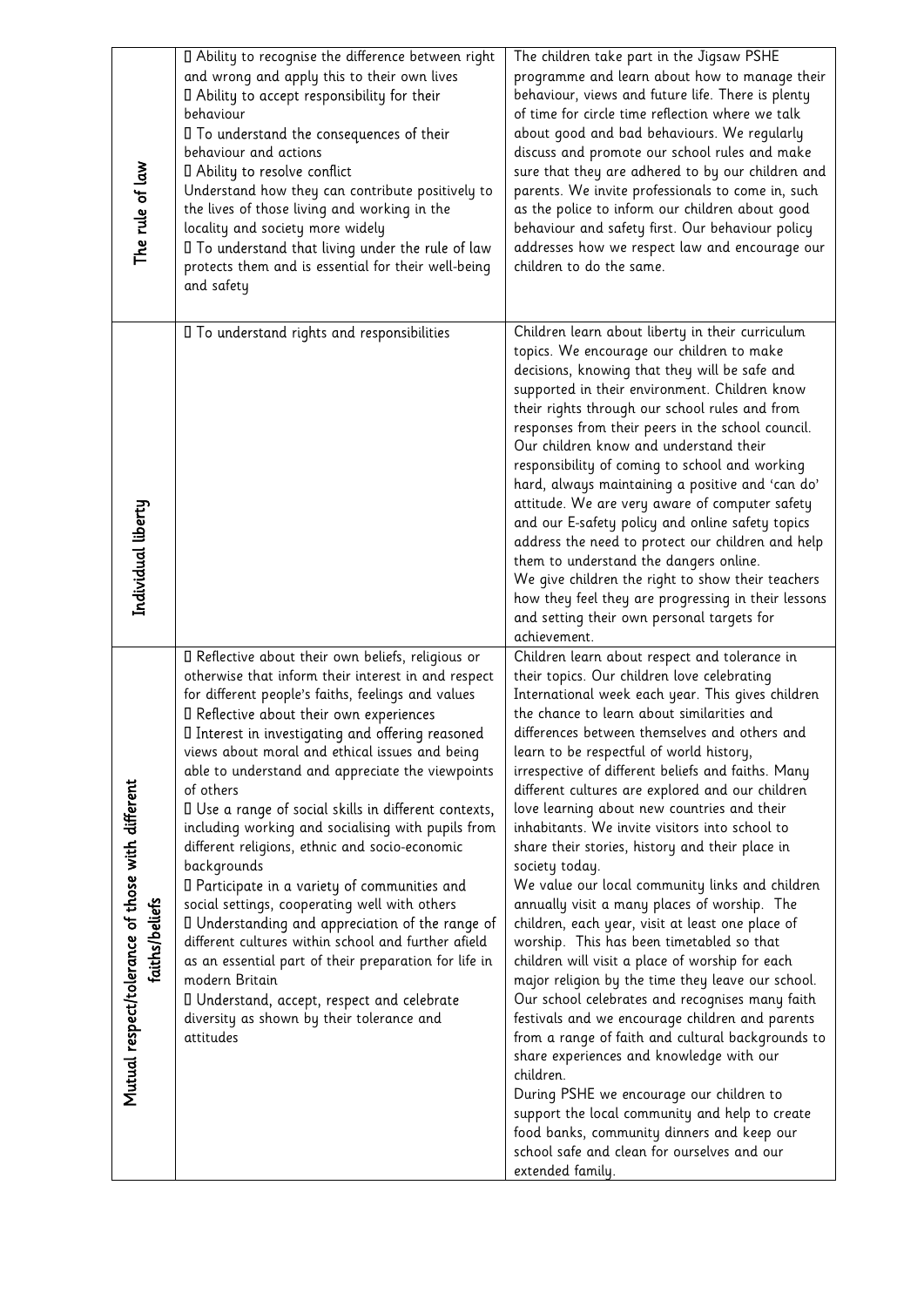| | | |
|---|---|---|
| The rule of law | Ability to recognise the difference between right and wrong and apply this to their own lives<br>Ability to accept responsibility for their behaviour<br>To understand the consequences of their behaviour and actions<br>Ability to resolve conflict<br>Understand how they can contribute positively to the lives of those living and working in the locality and society more widely<br>To understand that living under the rule of law protects them and is essential for their well-being and safety | The children take part in the Jigsaw PSHE programme and learn about how to manage their behaviour, views and future life. There is plenty of time for circle time reflection where we talk about good and bad behaviours. We regularly discuss and promote our school rules and make sure that they are adhered to by our children and parents. We invite professionals to come in, such as the police to inform our children about good behaviour and safety first. Our behaviour policy addresses how we respect law and encourage our children to do the same. |
| Individual liberty | To understand rights and responsibilities | Children learn about liberty in their curriculum topics. We encourage our children to make decisions, knowing that they will be safe and supported in their environment. Children know their rights through our school rules and from responses from their peers in the school council. Our children know and understand their responsibility of coming to school and working hard, always maintaining a positive and 'can do' attitude. We are very aware of computer safety and our E-safety policy and online safety topics address the need to protect our children and help them to understand the dangers online.<br>We give children the right to show their teachers how they feel they are progressing in their lessons and setting their own personal targets for achievement. |
| Mutual respect/tolerance of those with different faiths/beliefs | Reflective about their own beliefs, religious or otherwise that inform their interest in and respect for different people's faiths, feelings and values<br>Reflective about their own experiences<br>Interest in investigating and offering reasoned views about moral and ethical issues and being able to understand and appreciate the viewpoints of others<br>Use a range of social skills in different contexts, including working and socialising with pupils from different religions, ethnic and socio-economic backgrounds<br>Participate in a variety of communities and social settings, cooperating well with others<br>Understanding and appreciation of the range of different cultures within school and further afield as an essential part of their preparation for life in modern Britain<br>Understand, accept, respect and celebrate diversity as shown by their tolerance and attitudes | Children learn about respect and tolerance in their topics. Our children love celebrating International week each year. This gives children the chance to learn about similarities and differences between themselves and others and learn to be respectful of world history, irrespective of different beliefs and faiths. Many different cultures are explored and our children love learning about new countries and their inhabitants. We invite visitors into school to share their stories, history and their place in society today.<br>We value our local community links and children annually visit a many places of worship. The children, each year, visit at least one place of worship. This has been timetabled so that children will visit a place of worship for each major religion by the time they leave our school. Our school celebrates and recognises many faith festivals and we encourage children and parents from a range of faith and cultural backgrounds to share experiences and knowledge with our children.<br>During PSHE we encourage our children to support the local community and help to create food banks, community dinners and keep our school safe and clean for ourselves and our extended family. |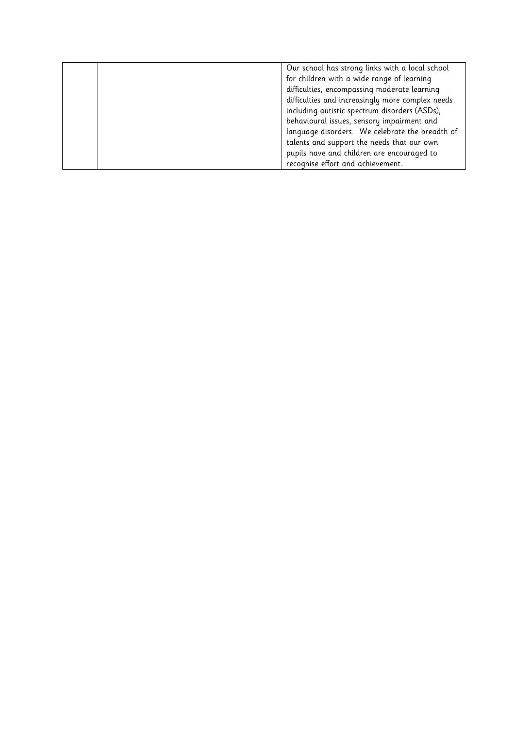| | | |
|---|---|---|
| | | Our school has strong links with a local school for children with a wide range of learning difficulties, encompassing moderate learning difficulties and increasingly more complex needs including autistic spectrum disorders (ASDs), behavioural issues, sensory impairment and language disorders. We celebrate the breadth of talents and support the needs that our own pupils have and children are encouraged to recognise effort and achievement. |